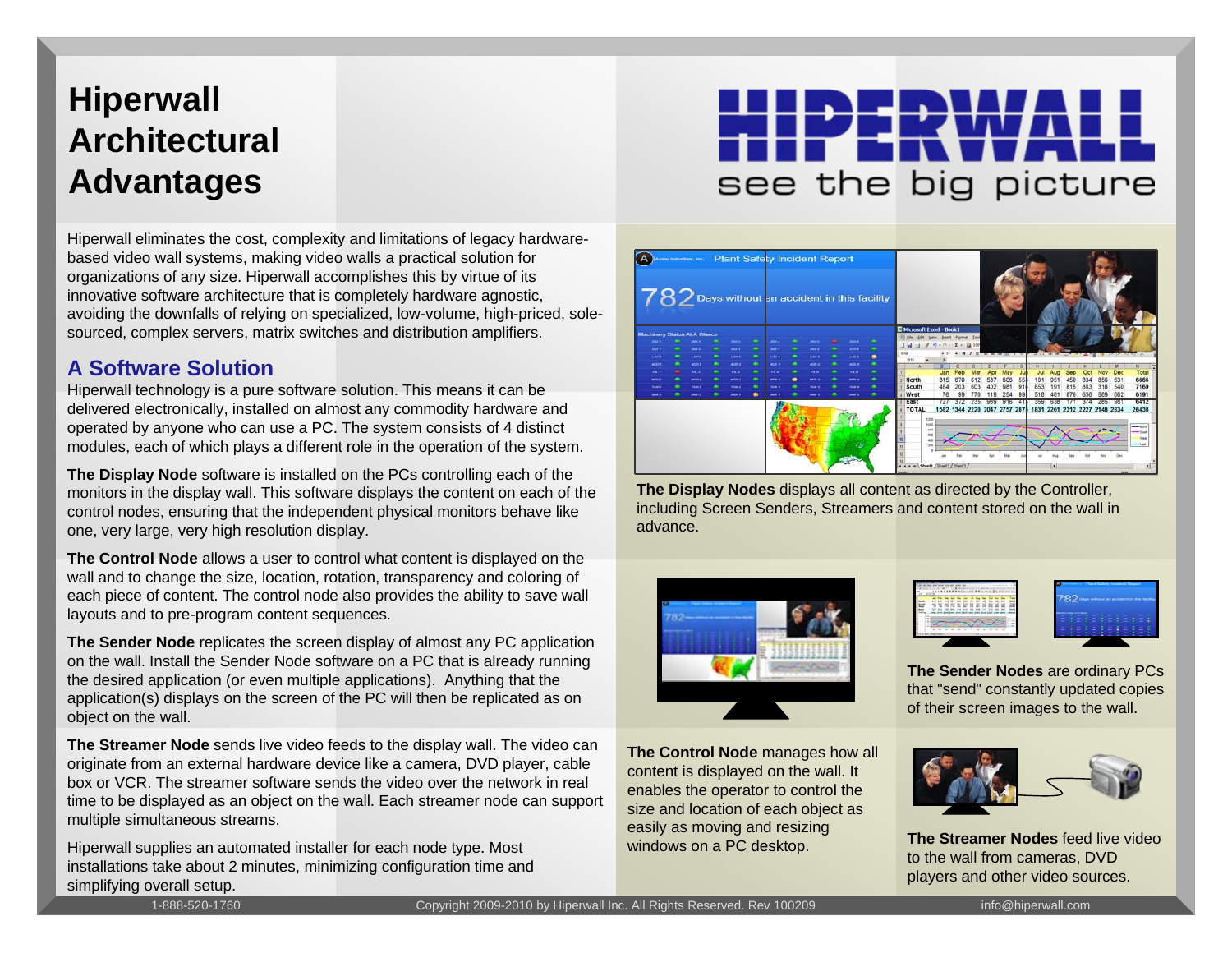# Hiperwall Architectural Advantages

HIPERWALL
see the big picture

Hiperwall eliminates the cost, complexity and limitations of legacy hardware-based video wall systems, making video walls a practical solution for organizations of any size. Hiperwall accomplishes this by virtue of its innovative software architecture that is completely hardware agnostic, avoiding the downfalls of relying on specialized, low-volume, high-priced, sole-sourced, complex servers, matrix switches and distribution amplifiers.

## A Software Solution

Hiperwall technology is a pure software solution. This means it can be delivered electronically, installed on almost any commodity hardware and operated by anyone who can use a PC. The system consists of 4 distinct modules, each of which plays a different role in the operation of the system.

**The Display Node** software is installed on the PCs controlling each of the monitors in the display wall. This software displays the content on each of the control nodes, ensuring that the independent physical monitors behave like one, very large, very high resolution display.

**The Control Node** allows a user to control what content is displayed on the wall and to change the size, location, rotation, transparency and coloring of each piece of content. The control node also provides the ability to save wall layouts and to pre-program content sequences.

**The Sender Node** replicates the screen display of almost any PC application on the wall. Install the Sender Node software on a PC that is already running the desired application (or even multiple applications). Anything that the application(s) displays on the screen of the PC will then be replicated as on object on the wall.

**The Streamer Node** sends live video feeds to the display wall. The video can originate from an external hardware device like a camera, DVD player, cable box or VCR. The streamer software sends the video over the network in real time to be displayed as an object on the wall. Each streamer node can support multiple simultaneous streams.

Hiperwall supplies an automated installer for each node type. Most installations take about 2 minutes, minimizing configuration time and simplifying overall setup.

**The Display Nodes** displays all content as directed by the Controller, including Screen Senders, Streamers and content stored on the wall in advance.

**The Control Node** manages how all content is displayed on the wall. It enables the operator to control the size and location of each object as easily as moving and resizing windows on a PC desktop.

**The Sender Nodes** are ordinary PCs that "send" constantly updated copies of their screen images to the wall.

**The Streamer Nodes** feed live video to the wall from cameras, DVD players and other video sources.

1-888-520-1760 Copyright 2009-2010 by Hiperwall Inc. All Rights Reserved. Rev 100209 info@hiperwall.com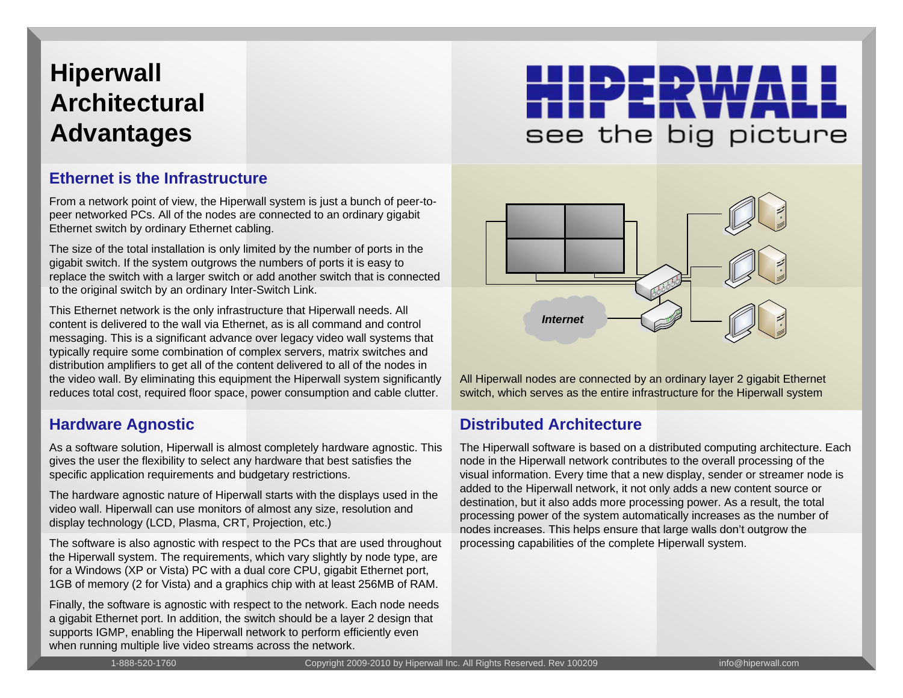# Hiperwall Architectural Advantages

HIPERWALL
see the big picture

## Ethernet is the Infrastructure

From a network point of view, the Hiperwall system is just a bunch of peer-to-peer networked PCs. All of the nodes are connected to an ordinary gigabit Ethernet switch by ordinary Ethernet cabling.

The size of the total installation is only limited by the number of ports in the gigabit switch. If the system outgrows the numbers of ports it is easy to replace the switch with a larger switch or add another switch that is connected to the original switch by an ordinary Inter-Switch Link.

This Ethernet network is the only infrastructure that Hiperwall needs. All content is delivered to the wall via Ethernet, as is all command and control messaging. This is a significant advance over legacy video wall systems that typically require some combination of complex servers, matrix switches and distribution amplifiers to get all of the content delivered to all of the nodes in the video wall. By eliminating this equipment the Hiperwall system significantly reduces total cost, required floor space, power consumption and cable clutter.

Internet

All Hiperwall nodes are connected by an ordinary layer 2 gigabit Ethernet switch, which serves as the entire infrastructure for the Hiperwall system

## Hardware Agnostic

As a software solution, Hiperwall is almost completely hardware agnostic. This gives the user the flexibility to select any hardware that best satisfies the specific application requirements and budgetary restrictions.

The hardware agnostic nature of Hiperwall starts with the displays used in the video wall. Hiperwall can use monitors of almost any size, resolution and display technology (LCD, Plasma, CRT, Projection, etc.)

The software is also agnostic with respect to the PCs that are used throughout the Hiperwall system. The requirements, which vary slightly by node type, are for a Windows (XP or Vista) PC with a dual core CPU, gigabit Ethernet port, 1GB of memory (2 for Vista) and a graphics chip with at least 256MB of RAM.

Finally, the software is agnostic with respect to the network. Each node needs a gigabit Ethernet port. In addition, the switch should be a layer 2 design that supports IGMP, enabling the Hiperwall network to perform efficiently even when running multiple live video streams across the network.

## Distributed Architecture

The Hiperwall software is based on a distributed computing architecture. Each node in the Hiperwall network contributes to the overall processing of the visual information. Every time that a new display, sender or streamer node is added to the Hiperwall network, it not only adds a new content source or destination, but it also adds more processing power. As a result, the total processing power of the system automatically increases as the number of nodes increases. This helps ensure that large walls don't outgrow the processing capabilities of the complete Hiperwall system.

1-888-520-1760 Copyright 2009-2010 by Hiperwall Inc. All Rights Reserved. Rev 100209 info@hiperwall.com